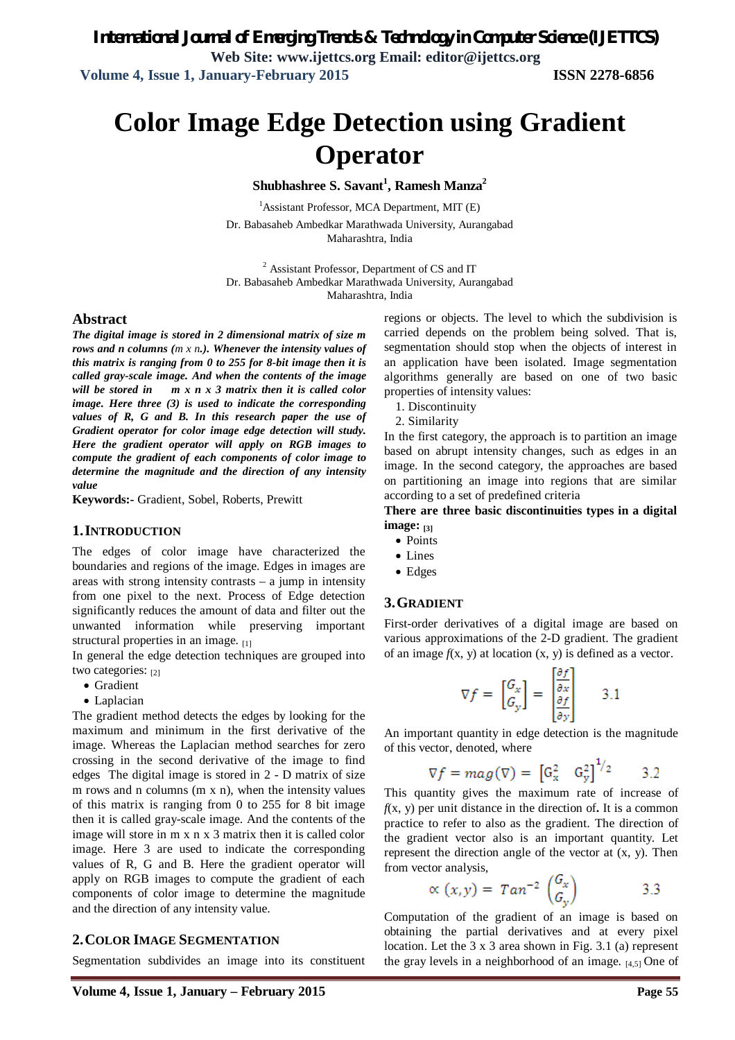# Color Image Edge Detection using Gradient Operator

**Shubhashree S. Savant[1], Ramesh Manza[2]**

[1]Assistant Professor, MCA Department, MIT (E)
Dr. Babasaheb Ambedkar Marathwada University, Aurangabad
Maharashtra, India

[2] Assistant Professor, Department of CS and IT
Dr. Babasaheb Ambedkar Marathwada University, Aurangabad
Maharashtra, India

## Abstract

***The digital image is stored in 2 dimensional matrix of size m rows and n columns (m x n.). Whenever the intensity values of this matrix is ranging from 0 to 255 for 8-bit image then it is called gray-scale image. And when the contents of the image will be stored in m x n x 3 matrix then it is called color image. Here three (3) is used to indicate the corresponding values of R, G and B. In this research paper the use of Gradient operator for color image edge detection will study. Here the gradient operator will apply on RGB images to compute the gradient of each components of color image to determine the magnitude and the direction of any intensity value***

**Keywords:-** Gradient, Sobel, Roberts, Prewitt

## 1. Introduction

The edges of color image have characterized the boundaries and regions of the image. Edges in images are areas with strong intensity contrasts – a jump in intensity from one pixel to the next. Process of Edge detection significantly reduces the amount of data and filter out the unwanted information while preserving important structural properties in an image. [1]

In general the edge detection techniques are grouped into two categories: [2]

- Gradient
- Laplacian

The gradient method detects the edges by looking for the maximum and minimum in the first derivative of the image. Whereas the Laplacian method searches for zero crossing in the second derivative of the image to find edges The digital image is stored in 2 - D matrix of size m rows and n columns (m x n), when the intensity values of this matrix is ranging from 0 to 255 for 8 bit image then it is called gray-scale image. And the contents of the image will store in m x n x 3 matrix then it is called color image. Here 3 are used to indicate the corresponding values of R, G and B. Here the gradient operator will apply on RGB images to compute the gradient of each components of color image to determine the magnitude and the direction of any intensity value.

## 2. Color Image Segmentation

Segmentation subdivides an image into its constituent regions or objects. The level to which the subdivision is carried depends on the problem being solved. That is, segmentation should stop when the objects of interest in an application have been isolated. Image segmentation algorithms generally are based on one of two basic properties of intensity values:

1. Discontinuity
2. Similarity

In the first category, the approach is to partition an image based on abrupt intensity changes, such as edges in an image. In the second category, the approaches are based on partitioning an image into regions that are similar according to a set of predefined criteria

**There are three basic discontinuities types in a digital image: [3]**

- Points
- Lines
- Edges

## 3. Gradient

First-order derivatives of a digital image are based on various approximations of the 2-D gradient. The gradient of an image $f(x, y)$ at location (x, y) is defined as a vector.

$$\nabla f = \begin{bmatrix} G_x \\ G_y \end{bmatrix} = \begin{bmatrix} \frac{\partial f}{\partial x} \\ \frac{\partial f}{\partial y} \end{bmatrix} \qquad 3.1$$

An important quantity in edge detection is the magnitude of this vector, denoted, where

$$\nabla f = mag(\nabla) = \left[G_x^2 \quad G_y^2\right]^{1/2} \qquad 3.2$$

This quantity gives the maximum rate of increase of $f(x, y)$ per unit distance in the direction of**.** It is a common practice to refer to also as the gradient. The direction of the gradient vector also is an important quantity. Let represent the direction angle of the vector at (x, y). Then from vector analysis,

$$\propto (x,y) = Tan^{-2}\begin{pmatrix} G_x \\ G_y \end{pmatrix} \qquad 3.3$$

Computation of the gradient of an image is based on obtaining the partial derivatives and at every pixel location. Let the 3 x 3 area shown in Fig. 3.1 (a) represent the gray levels in a neighborhood of an image. [4,5] One of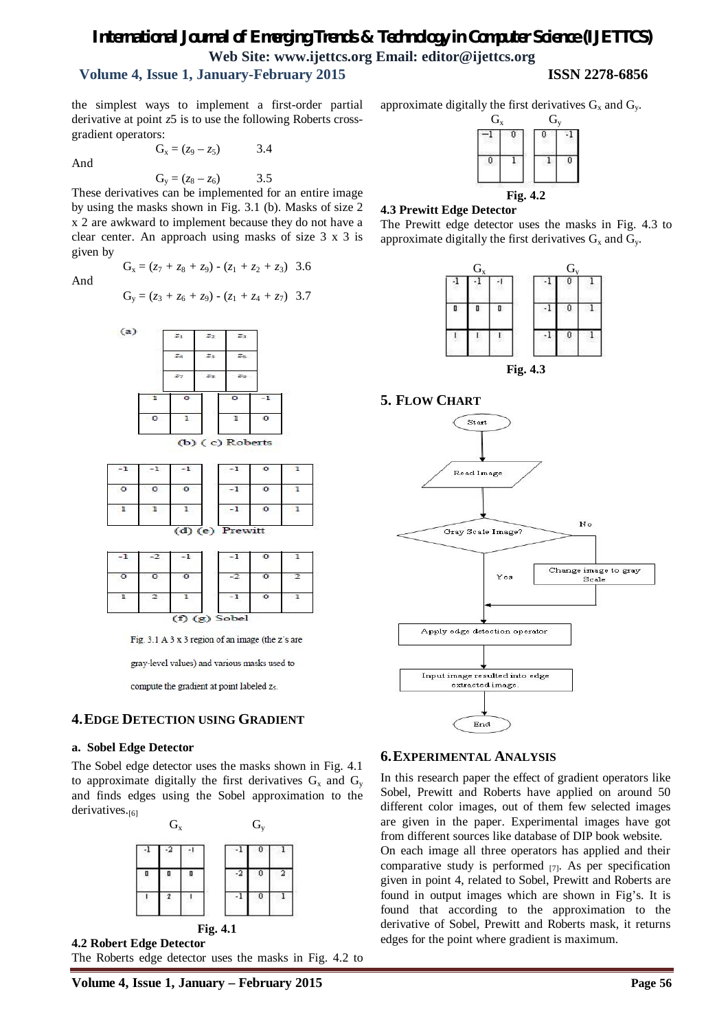the simplest ways to implement a first-order partial derivative at point $z5$ is to use the following Roberts cross-gradient operators:

$$G_x = (z_9 - z_5) \quad 3.4$$

And

$$G_y = (z_8 - z_6) \quad 3.5$$

These derivatives can be implemented for an entire image by using the masks shown in Fig. 3.1 (b). Masks of size 2 x 2 are awkward to implement because they do not have a clear center. An approach using masks of size 3 x 3 is given by

$$G_x = (z_7 + z_8 + z_9) - (z_1 + z_2 + z_3) \quad 3.6$$

And

$$G_y = (z_3 + z_6 + z_9) - (z_1 + z_4 + z_7) \quad 3.7$$

(a)

| | | |
|---|---|---|
| $z_1$ | $z_2$ | $z_3$ |
| $z_4$ | $z_5$ | $z_6$ |
| $z_7$ | $z_8$ | $z_9$ |

| | |
|---|---|
| 1 | 0 |
| 0 | 1 |

| | |
|---|---|
| 0 | -1 |
| 1 | 0 |

(b) ( c) Roberts

| | | |
|---|---|---|
| -1 | -1 | -1 |
| 0 | 0 | 0 |
| 1 | 1 | 1 |

| | | |
|---|---|---|
| -1 | 0 | 1 |
| -1 | 0 | 1 |
| -1 | 0 | 1 |

(d) (e) Prewitt

| | | |
|---|---|---|
| -1 | -2 | -1 |
| 0 | 0 | 0 |
| 1 | 2 | 1 |

| | | |
|---|---|---|
| -1 | 0 | 1 |
| -2 | 0 | 2 |
| -1 | 0 | 1 |

(f) (g) Sobel

Fig. 3.1 A 3 x 3 region of an image (the z's are gray-level values) and various masks used to compute the gradient at point labeled $z_5$.

## 4. Edge Detection using Gradient

### a. Sobel Edge Detector

The Sobel edge detector uses the masks shown in Fig. 4.1 to approximate digitally the first derivatives $G_x$ and $G_y$ and finds edges using the Sobel approximation to the derivatives.[6]

$G_x$

| | | |
|---|---|---|
| -1 | -2 | -1 |
| 0 | 0 | 0 |
| 1 | 2 | 1 |

$G_y$

| | | |
|---|---|---|
| -1 | 0 | 1 |
| -2 | 0 | 2 |
| -1 | 0 | 1 |

**Fig. 4.1**

### 4.2 Robert Edge Detector

The Roberts edge detector uses the masks in Fig. 4.2 to approximate digitally the first derivatives $G_x$ and $G_y$.

$G_x$

| | |
|---|---|
| -1 | 0 |
| 0 | 1 |

$G_y$

| | |
|---|---|
| 0 | -1 |
| 1 | 0 |

**Fig. 4.2**

### 4.3 Prewitt Edge Detector

The Prewitt edge detector uses the masks in Fig. 4.3 to approximate digitally the first derivatives $G_x$ and $G_y$.

$G_x$

| | | |
|---|---|---|
| -1 | -1 | -1 |
| 0 | 0 | 0 |
| 1 | 1 | 1 |

$G_y$

| | | |
|---|---|---|
| -1 | 0 | 1 |
| -1 | 0 | 1 |
| -1 | 0 | 1 |

**Fig. 4.3**

## 5. Flow Chart

Start → Read Image → Gray Scale Image? (No → Change image to gray Scale; Yes) → Apply edge detection operator → Input image resulted into edge extracted image. → End

## 6. Experimental Analysis

In this research paper the effect of gradient operators like Sobel, Prewitt and Roberts have applied on around 50 different color images, out of them few selected images are given in the paper. Experimental images have got from different sources like database of DIP book website.

On each image all three operators has applied and their comparative study is performed [7]. As per specification given in point 4, related to Sobel, Prewitt and Roberts are found in output images which are shown in Fig's. It is found that according to the approximation to the derivative of Sobel, Prewitt and Roberts mask, it returns edges for the point where gradient is maximum.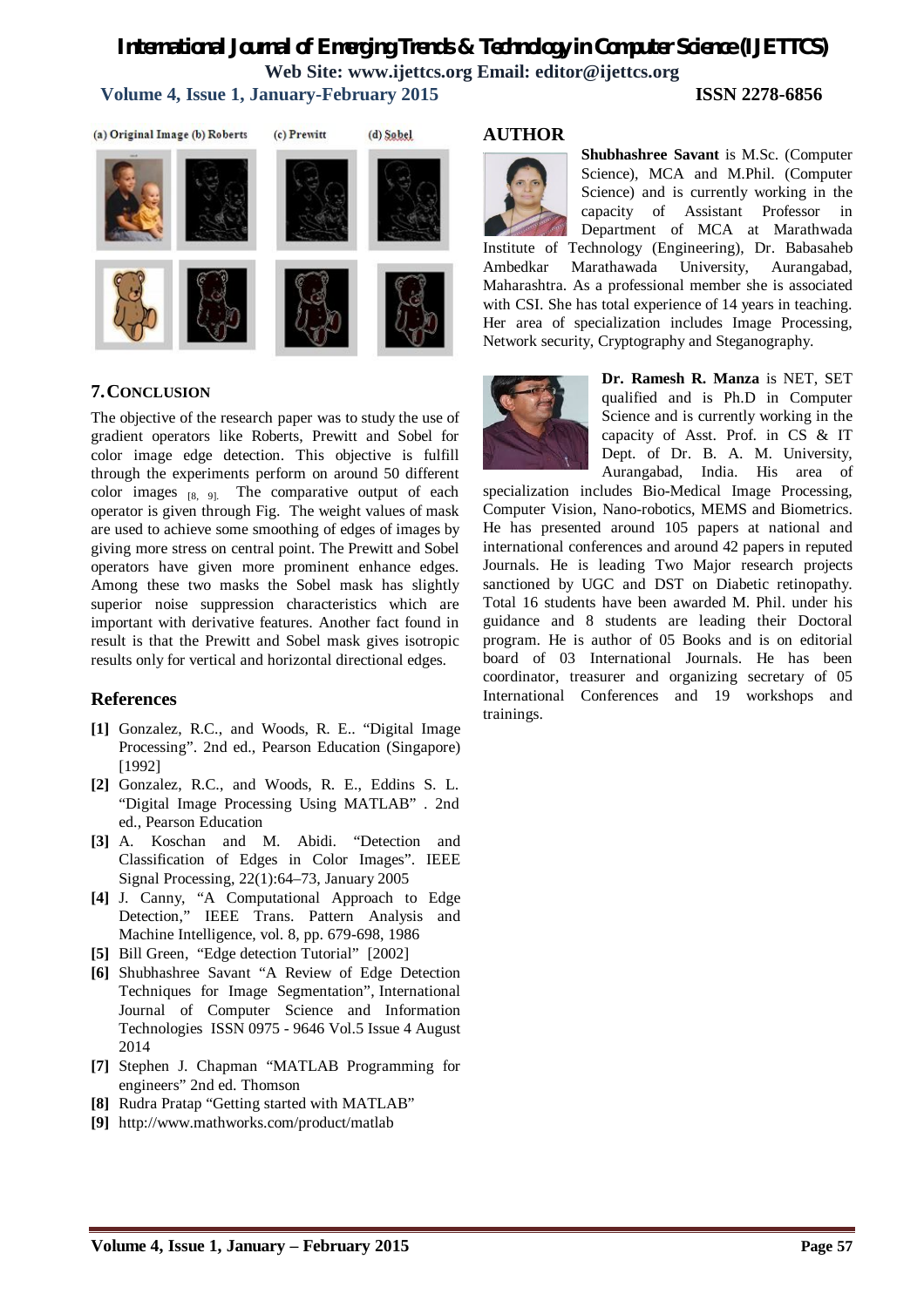(a) Original Image (b) Roberts (c) Prewitt (d) Sobel

## 7. Conclusion

The objective of the research paper was to study the use of gradient operators like Roberts, Prewitt and Sobel for color image edge detection. This objective is fulfill through the experiments perform on around 50 different color images [8, 9]. The comparative output of each operator is given through Fig. The weight values of mask are used to achieve some smoothing of edges of images by giving more stress on central point. The Prewitt and Sobel operators have given more prominent enhance edges. Among these two masks the Sobel mask has slightly superior noise suppression characteristics which are important with derivative features. Another fact found in result is that the Prewitt and Sobel mask gives isotropic results only for vertical and horizontal directional edges.

## References

**[1]** Gonzalez, R.C., and Woods, R. E.. "Digital Image Processing". 2nd ed., Pearson Education (Singapore) [1992]

**[2]** Gonzalez, R.C., and Woods, R. E., Eddins S. L. "Digital Image Processing Using MATLAB" . 2nd ed., Pearson Education

**[3]** A. Koschan and M. Abidi. "Detection and Classification of Edges in Color Images". IEEE Signal Processing, 22(1):64–73, January 2005

**[4]** J. Canny, "A Computational Approach to Edge Detection," IEEE Trans. Pattern Analysis and Machine Intelligence, vol. 8, pp. 679-698, 1986

**[5]** Bill Green, "Edge detection Tutorial" [2002]

**[6]** Shubhashree Savant "A Review of Edge Detection Techniques for Image Segmentation", International Journal of Computer Science and Information Technologies ISSN 0975 - 9646 Vol.5 Issue 4 August 2014

**[7]** Stephen J. Chapman "MATLAB Programming for engineers" 2nd ed. Thomson

**[8]** Rudra Pratap "Getting started with MATLAB"

**[9]** http://www.mathworks.com/product/matlab

## AUTHOR

**Shubhashree Savant** is M.Sc. (Computer Science), MCA and M.Phil. (Computer Science) and is currently working in the capacity of Assistant Professor in Department of MCA at Marathwada Institute of Technology (Engineering), Dr. Babasaheb Ambedkar Marathawada University, Aurangabad, Maharashtra. As a professional member she is associated with CSI. She has total experience of 14 years in teaching. Her area of specialization includes Image Processing, Network security, Cryptography and Steganography.

**Dr. Ramesh R. Manza** is NET, SET qualified and is Ph.D in Computer Science and is currently working in the capacity of Asst. Prof. in CS & IT Dept. of Dr. B. A. M. University, Aurangabad, India. His area of specialization includes Bio-Medical Image Processing, Computer Vision, Nano-robotics, MEMS and Biometrics. He has presented around 105 papers at national and international conferences and around 42 papers in reputed Journals. He is leading Two Major research projects sanctioned by UGC and DST on Diabetic retinopathy. Total 16 students have been awarded M. Phil. under his guidance and 8 students are leading their Doctoral program. He is author of 05 Books and is on editorial board of 03 International Journals. He has been coordinator, treasurer and organizing secretary of 05 International Conferences and 19 workshops and trainings.